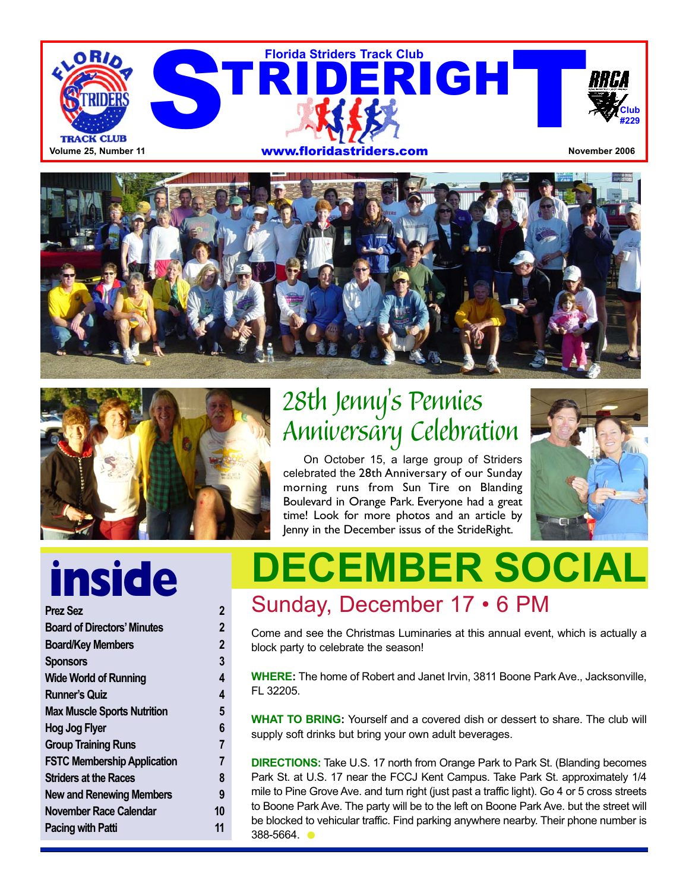# Florida Striders Track Club STRIDERIGHT

Volume 25, Number 11 | www.floridastriders.com | November 2006

RRCA Club #229

## 28th Jenny's Pennies Anniversary Celebration

On October 15, a large group of Striders celebrated the 28th Anniversary of our Sunday morning runs from Sun Tire on Blanding Boulevard in Orange Park. Everyone had a great time! Look for more photos and an article by Jenny in the December issus of the StrideRight.

## inside

| | |
|---|---|
| Prez Sez | 2 |
| Board of Directors' Minutes | 2 |
| Board/Key Members | 2 |
| Sponsors | 3 |
| Wide World of Running | 4 |
| Runner's Quiz | 4 |
| Max Muscle Sports Nutrition | 5 |
| Hog Jog Flyer | 6 |
| Group Training Runs | 7 |
| FSTC Membership Application | 7 |
| Striders at the Races | 8 |
| New and Renewing Members | 9 |
| November Race Calendar | 10 |
| Pacing with Patti | 11 |

# DECEMBER SOCIAL

## Sunday, December 17 • 6 PM

Come and see the Christmas Luminaries at this annual event, which is actually a block party to celebrate the season!

**WHERE:** The home of Robert and Janet Irvin, 3811 Boone Park Ave., Jacksonville, FL 32205.

**WHAT TO BRING:** Yourself and a covered dish or dessert to share. The club will supply soft drinks but bring your own adult beverages.

**DIRECTIONS:** Take U.S. 17 north from Orange Park to Park St. (Blanding becomes Park St. at U.S. 17 near the FCCJ Kent Campus. Take Park St. approximately 1/4 mile to Pine Grove Ave. and turn right (just past a traffic light). Go 4 or 5 cross streets to Boone Park Ave. The party will be to the left on Boone Park Ave. but the street will be blocked to vehicular traffic. Find parking anywhere nearby. Their phone number is 388-5664.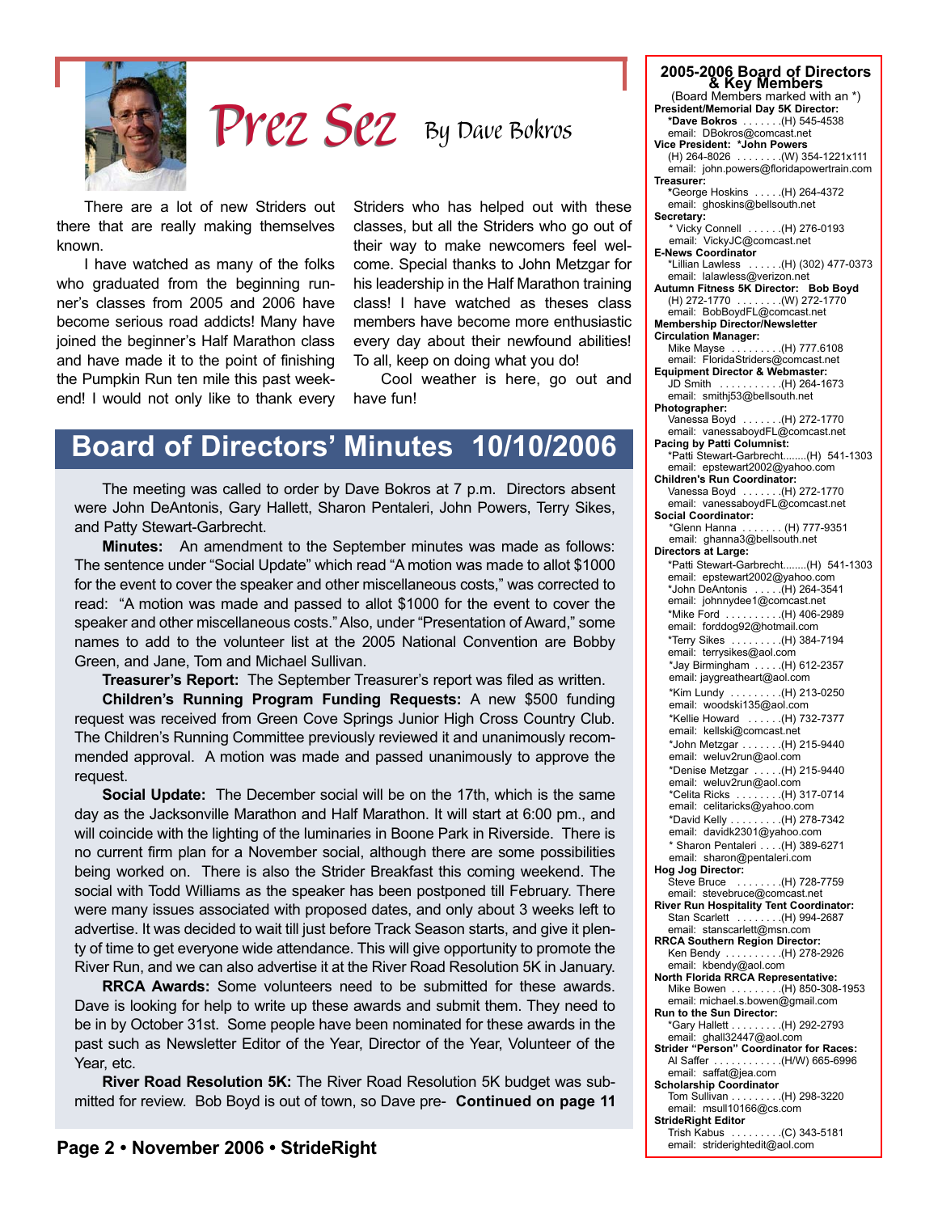# Prez Sez

By Dave Bokros

There are a lot of new Striders out there that are really making themselves known.

I have watched as many of the folks who graduated from the beginning runner's classes from 2005 and 2006 have become serious road addicts! Many have joined the beginner's Half Marathon class and have made it to the point of finishing the Pumpkin Run ten mile this past weekend! I would not only like to thank every Striders who has helped out with these classes, but all the Striders who go out of their way to make newcomers feel welcome. Special thanks to John Metzgar for his leadership in the Half Marathon training class! I have watched as theses class members have become more enthusiastic every day about their newfound abilities! To all, keep on doing what you do!

Cool weather is here, go out and have fun!

## Board of Directors' Minutes 10/10/2006

The meeting was called to order by Dave Bokros at 7 p.m. Directors absent were John DeAntonis, Gary Hallett, Sharon Pentaleri, John Powers, Terry Sikes, and Patty Stewart-Garbrecht.

**Minutes:** An amendment to the September minutes was made as follows: The sentence under "Social Update" which read "A motion was made to allot $1000 for the event to cover the speaker and other miscellaneous costs," was corrected to read: "A motion was made and passed to allot $1000 for the event to cover the speaker and other miscellaneous costs." Also, under "Presentation of Award," some names to add to the volunteer list at the 2005 National Convention are Bobby Green, and Jane, Tom and Michael Sullivan.

**Treasurer's Report:** The September Treasurer's report was filed as written.

**Children's Running Program Funding Requests:** A new $500 funding request was received from Green Cove Springs Junior High Cross Country Club. The Children's Running Committee previously reviewed it and unanimously recommended approval. A motion was made and passed unanimously to approve the request.

**Social Update:** The December social will be on the 17th, which is the same day as the Jacksonville Marathon and Half Marathon. It will start at 6:00 pm., and will coincide with the lighting of the luminaries in Boone Park in Riverside. There is no current firm plan for a November social, although there are some possibilities being worked on. There is also the Strider Breakfast this coming weekend. The social with Todd Williams as the speaker has been postponed till February. There were many issues associated with proposed dates, and only about 3 weeks left to advertise. It was decided to wait till just before Track Season starts, and give it plenty of time to get everyone wide attendance. This will give opportunity to promote the River Run, and we can also advertise it at the River Road Resolution 5K in January.

**RRCA Awards:** Some volunteers need to be submitted for these awards. Dave is looking for help to write up these awards and submit them. They need to be in by October 31st. Some people have been nominated for these awards in the past such as Newsletter Editor of the Year, Director of the Year, Volunteer of the Year, etc.

**River Road Resolution 5K:** The River Road Resolution 5K budget was submitted for review. Bob Boyd is out of town, so Dave pre- **Continued on page 11**

---

### 2005-2006 Board of Directors & Key Members

(Board Members marked with an *)

**President/Memorial Day 5K Director:**
*Dave Bokros . . . . . . .(H) 545-4538
email: DBokros@comcast.net

**Vice President: *John Powers**
(H) 264-8026 . . . . . . . .(W) 354-1221x111
email: john.powers@floridapowertrain.com

**Treasurer:**
*George Hoskins . . . . .(H) 264-4372
email: ghoskins@bellsouth.net

**Secretary:**
* Vicky Connell . . . . . .(H) 276-0193
email: VickyJC@comcast.net

**E-News Coordinator**
*Lillian Lawless . . . . . .(H) (302) 477-0373
email: lalawless@verizon.net

**Autumn Fitness 5K Director: Bob Boyd**
(H) 272-1770 . . . . . . . .(W) 272-1770
email: BobBoydFL@comcast.net

**Membership Director/Newsletter Circulation Manager:**
Mike Mayse . . . . . . . . .(H) 777.6108
email: FloridaStriders@comcast.net

**Equipment Director & Webmaster:**
JD Smith . . . . . . . . . . .(H) 264-1673
email: smithj53@bellsouth.net

**Photographer:**
Vanessa Boyd . . . . . . .(H) 272-1770
email: vanessaboydFL@comcast.net

**Pacing by Patti Columnist:**
*Patti Stewart-Garbrecht........(H) 541-1303
email: epstewart2002@yahoo.com

**Children's Run Coordinator:**
Vanessa Boyd . . . . . . .(H) 272-1770
email: vanessaboydFL@comcast.net

**Social Coordinator:**
*Glenn Hanna . . . . . . . (H) 777-9351
email: ghanna3@bellsouth.net

**Directors at Large:**
*Patti Stewart-Garbrecht........(H) 541-1303
email: epstewart2002@yahoo.com
*John DeAntonis . . . . .(H) 264-3541
email: johnnydee1@comcast.net
*Mike Ford . . . . . . . . . .(H) 406-2989
email: forddog92@hotmail.com
*Terry Sikes . . . . . . . . .(H) 384-7194
email: terrysikes@aol.com
*Jay Birmingham . . . . .(H) 612-2357
email: jaygreatheart@aol.com
*Kim Lundy . . . . . . . . .(H) 213-0250
email: woodski135@aol.com
*Kellie Howard . . . . . .(H) 732-7377
email: kellski@comcast.net
*John Metzgar . . . . . . .(H) 215-9440
email: weluv2run@aol.com
*Denise Metzgar . . . . .(H) 215-9440
email: weluv2run@aol.com
*Celita Ricks . . . . . . . .(H) 317-0714
email: celitaricks@yahoo.com
*David Kelly . . . . . . . . .(H) 278-7342
email: davidk2301@yahoo.com
* Sharon Pentaleri . . . .(H) 389-6271
email: sharon@pentaleri.com

**Hog Jog Director:**
Steve Bruce . . . . . . . .(H) 728-7759
email: stevebruce@comcast.net

**River Run Hospitality Tent Coordinator:**
Stan Scarlett . . . . . . . .(H) 994-2687
email: stanscarlett@msn.com

**RRCA Southern Region Director:**
Ken Bendy . . . . . . . . . .(H) 278-2926
email: kbendy@aol.com

**North Florida RRCA Representative:**
Mike Bowen . . . . . . . . .(H) 850-308-1953
email: michael.s.bowen@gmail.com

**Run to the Sun Director:**
*Gary Hallett . . . . . . . . .(H) 292-2793
email: ghall32447@aol.com

**Strider "Person" Coordinator for Races:**
Al Saffer . . . . . . . . . . . .(H/W) 665-6996
email: saffat@jea.com

**Scholarship Coordinator**
Tom Sullivan . . . . . . . . .(H) 298-3220
email: msull10166@cs.com

**StrideRight Editor**
Trish Kabus . . . . . . . . .(C) 343-5181
email: striderightedit@aol.com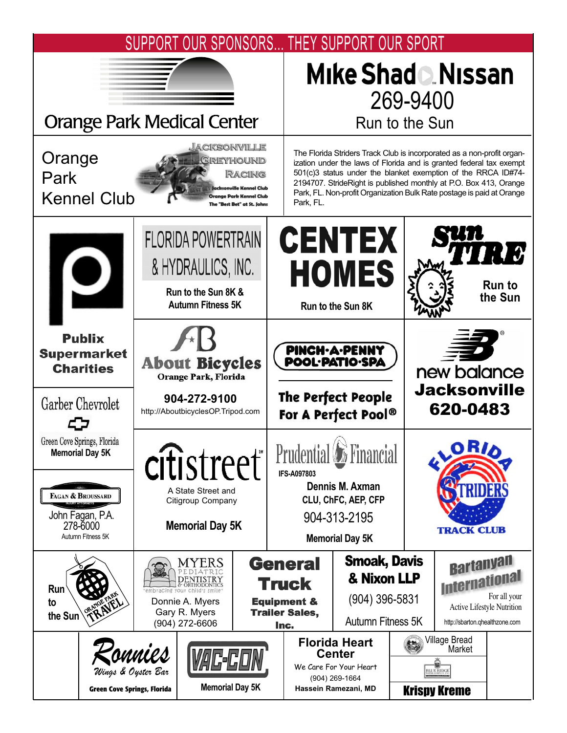# SUPPORT OUR SPONSORS... THEY SUPPORT OUR SPORT

Orange Park Medical Center

**Mike Shad Nissan**
269-9400
Run to the Sun

Orange Park Kennel Club

Jacksonville Greyhound Racing
Jacksonville Kennel Club
Orange Park Kennel Club
The "Best Bet" at St. Johns

The Florida Striders Track Club is incorporated as a non-profit organization under the laws of Florida and is granted federal tax exempt 501(c)3 status under the blanket exemption of the RRCA ID#74-2194707. StrideRight is published monthly at P.O. Box 413, Orange Park, FL. Non-profit Organization Bulk Rate postage is paid at Orange Park, FL.

**Publix Supermarket Charities**

FLORIDA POWERTRAIN & HYDRAULICS, INC.
**Run to the Sun 8K & Autumn Fitness 5K**

**CENTEX HOMES**
**Run to the Sun 8K**

**Sun Tire**
**Run to the Sun**

**About Bicycles**
Orange Park, Florida
**904-272-9100**
http://AboutbicyclesOP.Tripod.com

**PINCH-A-PENNY POOL·PATIO·SPA**
**The Perfect People For A Perfect Pool®**

new balance
**Jacksonville**
**620-0483**

Garber Chevrolet
Green Cove Springs, Florida
**Memorial Day 5K**

citistreet
A State Street and Citigroup Company
**Memorial Day 5K**

Prudential Financial
IFS-A097803
**Dennis M. Axman**
**CLU, ChFC, AEP, CFP**
904-313-2195
**Memorial Day 5K**

Florida Striders Track Club

Fagan & Broussard
Injury Attorneys
John Fagan, P.A.
278-6000
Autumn Fitness 5K

Run to the Sun
Orange Park Travel

MYERS PEDIATRIC DENTISTRY & ORTHODONTICS
"embracing your child's smile"
Donnie A. Myers
Gary R. Myers
(904) 272-6606

**General Truck Equipment & Trailer Sales, Inc.**

**Smoak, Davis & Nixon LLP**
(904) 396-5831
Autumn Fitness 5K

Bartanyan International
For all your Active Lifestyle Nutrition
http://sbarton.qhealthzone.com

Ronnies
Wings & Oyster Bar
**Green Cove Springs, Florida**

VAC-CON
**Memorial Day 5K**

**Florida Heart Center**
We Care For Your Heart
(904) 269-1664
**Hassein Ramezani, MD**

Village Bread Market

Blue Ridge

**Krispy Kreme**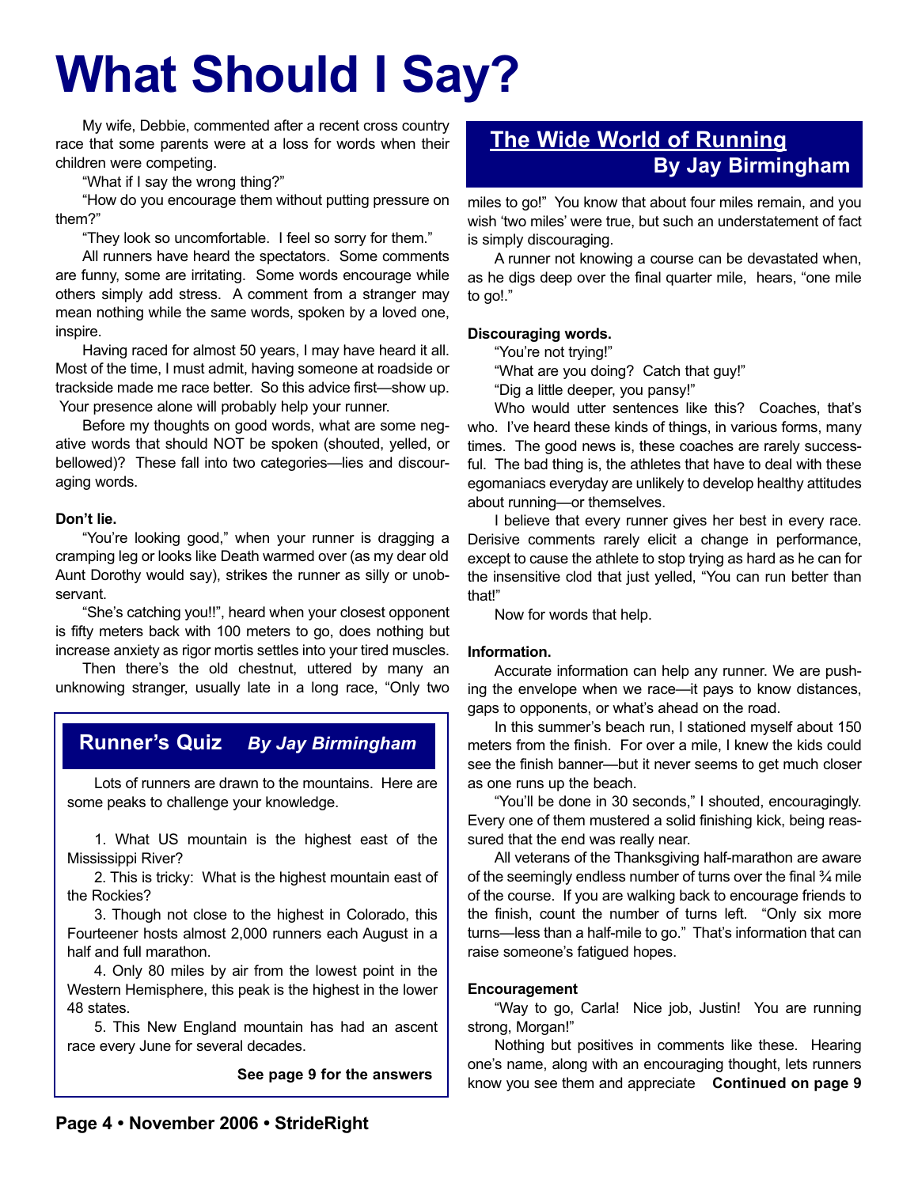# What Should I Say?

## The Wide World of Running

**By Jay Birmingham**

My wife, Debbie, commented after a recent cross country race that some parents were at a loss for words when their children were competing.

"What if I say the wrong thing?"

"How do you encourage them without putting pressure on them?"

"They look so uncomfortable. I feel so sorry for them."

All runners have heard the spectators. Some comments are funny, some are irritating. Some words encourage while others simply add stress. A comment from a stranger may mean nothing while the same words, spoken by a loved one, inspire.

Having raced for almost 50 years, I may have heard it all. Most of the time, I must admit, having someone at roadside or trackside made me race better. So this advice first—show up. Your presence alone will probably help your runner.

Before my thoughts on good words, what are some negative words that should NOT be spoken (shouted, yelled, or bellowed)? These fall into two categories—lies and discouraging words.

**Don't lie.**

"You're looking good," when your runner is dragging a cramping leg or looks like Death warmed over (as my dear old Aunt Dorothy would say), strikes the runner as silly or unobservant.

"She's catching you!!", heard when your closest opponent is fifty meters back with 100 meters to go, does nothing but increase anxiety as rigor mortis settles into your tired muscles.

Then there's the old chestnut, uttered by many an unknowing stranger, usually late in a long race, "Only two miles to go!" You know that about four miles remain, and you wish 'two miles' were true, but such an understatement of fact is simply discouraging.

A runner not knowing a course can be devastated when, as he digs deep over the final quarter mile, hears, "one mile to go!."

**Discouraging words.**

"You're not trying!"

"What are you doing? Catch that guy!"

"Dig a little deeper, you pansy!"

Who would utter sentences like this? Coaches, that's who. I've heard these kinds of things, in various forms, many times. The good news is, these coaches are rarely successful. The bad thing is, the athletes that have to deal with these egomaniacs everyday are unlikely to develop healthy attitudes about running—or themselves.

I believe that every runner gives her best in every race. Derisive comments rarely elicit a change in performance, except to cause the athlete to stop trying as hard as he can for the insensitive clod that just yelled, "You can run better than that!"

Now for words that help.

**Information.**

Accurate information can help any runner. We are pushing the envelope when we race—it pays to know distances, gaps to opponents, or what's ahead on the road.

In this summer's beach run, I stationed myself about 150 meters from the finish. For over a mile, I knew the kids could see the finish banner—but it never seems to get much closer as one runs up the beach.

"You'll be done in 30 seconds," I shouted, encouragingly. Every one of them mustered a solid finishing kick, being reassured that the end was really near.

All veterans of the Thanksgiving half-marathon are aware of the seemingly endless number of turns over the final ¾ mile of the course. If you are walking back to encourage friends to the finish, count the number of turns left. "Only six more turns—less than a half-mile to go." That's information that can raise someone's fatigued hopes.

**Encouragement**

"Way to go, Carla! Nice job, Justin! You are running strong, Morgan!"

Nothing but positives in comments like these. Hearing one's name, along with an encouraging thought, lets runners know you see them and appreciate **Continued on page 9**

## Runner's Quiz *By Jay Birmingham*

Lots of runners are drawn to the mountains. Here are some peaks to challenge your knowledge.

1. What US mountain is the highest east of the Mississippi River?

2. This is tricky: What is the highest mountain east of the Rockies?

3. Though not close to the highest in Colorado, this Fourteener hosts almost 2,000 runners each August in a half and full marathon.

4. Only 80 miles by air from the lowest point in the Western Hemisphere, this peak is the highest in the lower 48 states.

5. This New England mountain has had an ascent race every June for several decades.

**See page 9 for the answers**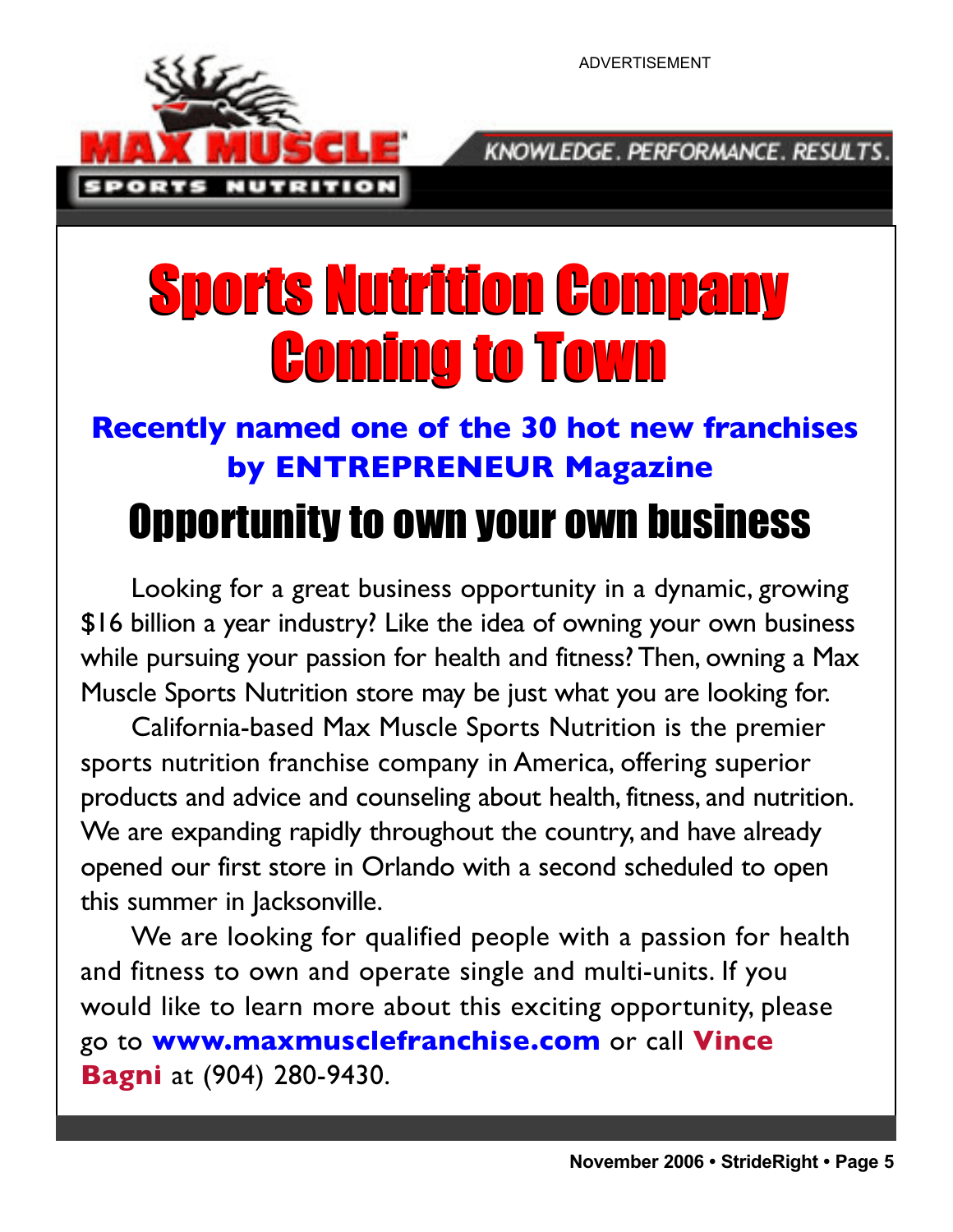ADVERTISEMENT

MAX MUSCLE
SPORTS NUTRITION

KNOWLEDGE. PERFORMANCE. RESULTS.

# Sports Nutrition Company Coming to Town

### Recently named one of the 30 hot new franchises by ENTREPRENEUR Magazine

## Opportunity to own your own business

Looking for a great business opportunity in a dynamic, growing $16 billion a year industry? Like the idea of owning your own business while pursuing your passion for health and fitness? Then, owning a Max Muscle Sports Nutrition store may be just what you are looking for.

California-based Max Muscle Sports Nutrition is the premier sports nutrition franchise company in America, offering superior products and advice and counseling about health, fitness, and nutrition. We are expanding rapidly throughout the country, and have already opened our first store in Orlando with a second scheduled to open this summer in Jacksonville.

We are looking for qualified people with a passion for health and fitness to own and operate single and multi-units. If you would like to learn more about this exciting opportunity, please go to **www.maxmusclefranchise.com** or call **Vince Bagni** at (904) 280-9430.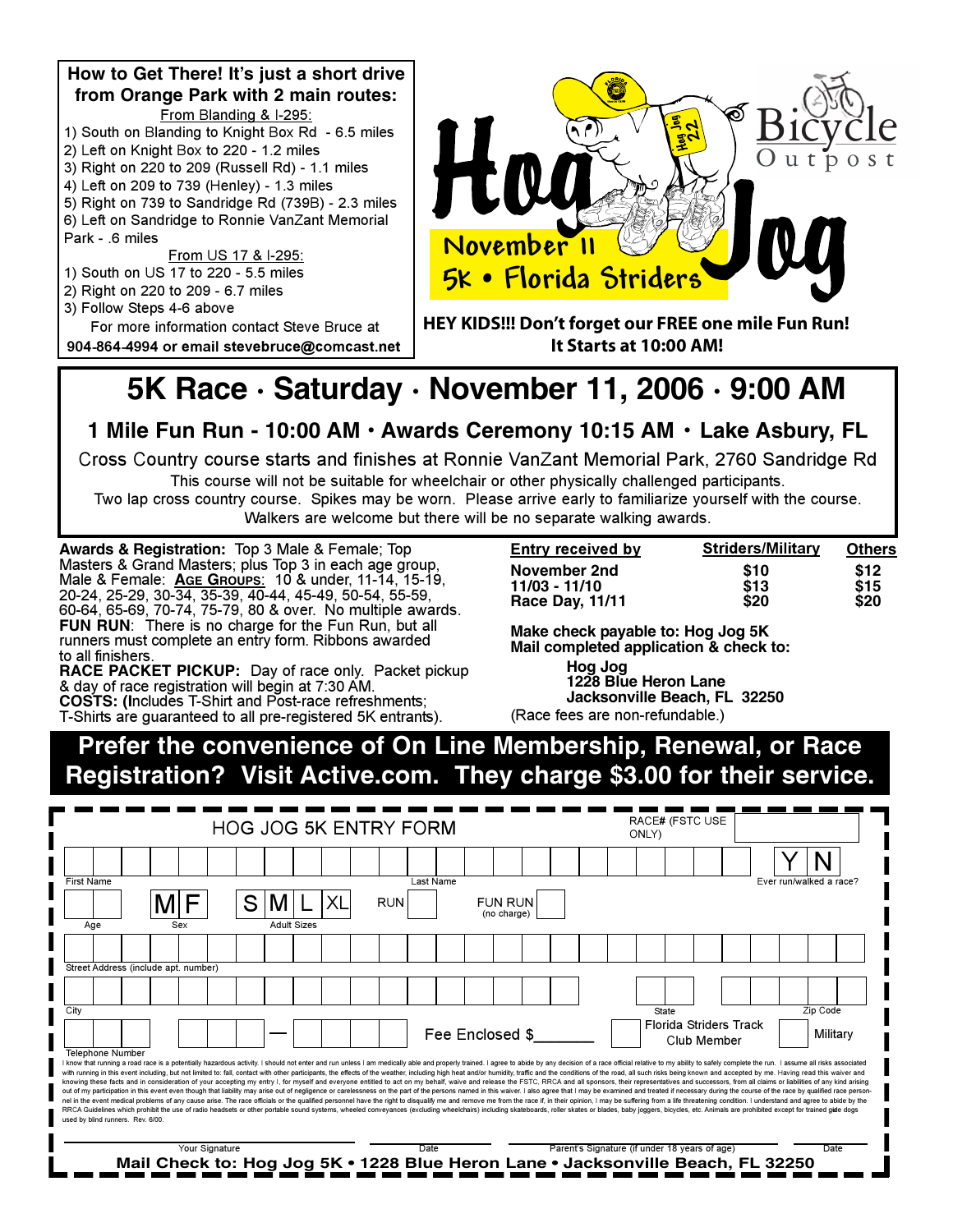**How to Get There! It's just a short drive from Orange Park with 2 main routes:**

From Blanding & I-295:

1) South on Blanding to Knight Box Rd - 6.5 miles
2) Left on Knight Box to 220 - 1.2 miles
3) Right on 220 to 209 (Russell Rd) - 1.1 miles
4) Left on 209 to 739 (Henley) - 1.3 miles
5) Right on 739 to Sandridge Rd (739B) - 2.3 miles
6) Left on Sandridge to Ronnie VanZant Memorial Park - .6 miles

From US 17 & I-295:

1) South on US 17 to 220 - 5.5 miles
2) Right on 220 to 209 - 6.7 miles
3) Follow Steps 4-6 above

For more information contact Steve Bruce at 904-864-4994 or email stevebruce@comcast.net

# Hog Jog

November 11
5k • Florida Striders

Bicycle Outpost

**HEY KIDS!!! Don't forget our FREE one mile Fun Run! It Starts at 10:00 AM!**

## 5K Race · Saturday · November 11, 2006 · 9:00 AM

### 1 Mile Fun Run - 10:00 AM • Awards Ceremony 10:15 AM • Lake Asbury, FL

Cross Country course starts and finishes at Ronnie VanZant Memorial Park, 2760 Sandridge Rd

This course will not be suitable for wheelchair or other physically challenged participants.

Two lap cross country course. Spikes may be worn. Please arrive early to familiarize yourself with the course.

Walkers are welcome but there will be no separate walking awards.

**Awards & Registration:** Top 3 Male & Female; Top Masters & Grand Masters; plus Top 3 in each age group, Male & Female: **Age Groups:** 10 & under, 11-14, 15-19, 20-24, 25-29, 30-34, 35-39, 40-44, 45-49, 50-54, 55-59, 60-64, 65-69, 70-74, 75-79, 80 & over. No multiple awards.

**FUN RUN**: There is no charge for the Fun Run, but all runners must complete an entry form. Ribbons awarded to all finishers.

**RACE PACKET PICKUP:** Day of race only. Packet pickup & day of race registration will begin at 7:30 AM.

**COSTS: (I**ncludes T-Shirt and Post-race refreshments; T-Shirts are guaranteed to all pre-registered 5K entrants).

| Entry received by | Striders/Military | Others |
|---|---|---|
| November 2nd | $10 | $12 |
| 11/03 - 11/10 | $13 | $15 |
| Race Day, 11/11 | $20 | $20 |

**Make check payable to: Hog Jog 5K**
**Mail completed application & check to:**

**Hog Jog**
**1228 Blue Heron Lane**
**Jacksonville Beach, FL 32250**

(Race fees are non-refundable.)

**Prefer the convenience of On Line Membership, Renewal, or Race Registration? Visit Active.com. They charge $3.00 for their service.**

---

## HOG JOG 5K ENTRY FORM

RACE# (FSTC USE ONLY)

First Name | Last Name | Ever run/walked a race? Y N

Age | Sex M F | Adult Sizes S M L XL | RUN | FUN RUN (no charge)

Street Address (include apt. number)

City | State | Zip Code

Telephone Number — | Fee Enclosed $_______ | Florida Striders Track Club Member | Military

I know that running a road race is a potentially hazardous activity. I should not enter and run unless I am medically able and properly trained. I agree to abide by any decision of a race official relative to my ability to safely complete the run. I assume all risks associated with running in this event including, but not limited to: fall, contact with other participants, the effects of the weather, including high heat and/or humidity, traffic and the conditions of the road, all such risks being known and accepted by me. Having read this waiver and knowing these facts and in consideration of your accepting my entry I, for myself and everyone entitled to act on my behalf, waive and release the FSTC, RRCA and all sponsors, their representatives and successors, from all claims or liabilities of any kind arising out of my participation in this event even though that liability may arise out of negligence or carelessness on the part of the persons named in this waiver. I also agree that I may be examined and treated if necessary during the course of the race by qualified race personnel in the event medical problems of any cause arise. The race officials or the qualified personnel have the right to disqualify me and remove me from the race if, in their opinion, I may be suffering from a life threatening condition. I understand and agree to abide by the RRCA Guidelines which prohibit the use of radio headsets or other portable sound systems, wheeled conveyances (excluding wheelchairs) including skateboards, roller skates or blades, baby joggers, bicycles, etc. Animals are prohibited except for trained guide dogs used by blind runners. Rev. 6/00.

Your Signature ____________ Date ______ Parent's Signature (if under 18 years of age) ____________ Date ______

**Mail Check to: Hog Jog 5K • 1228 Blue Heron Lane • Jacksonville Beach, FL 32250**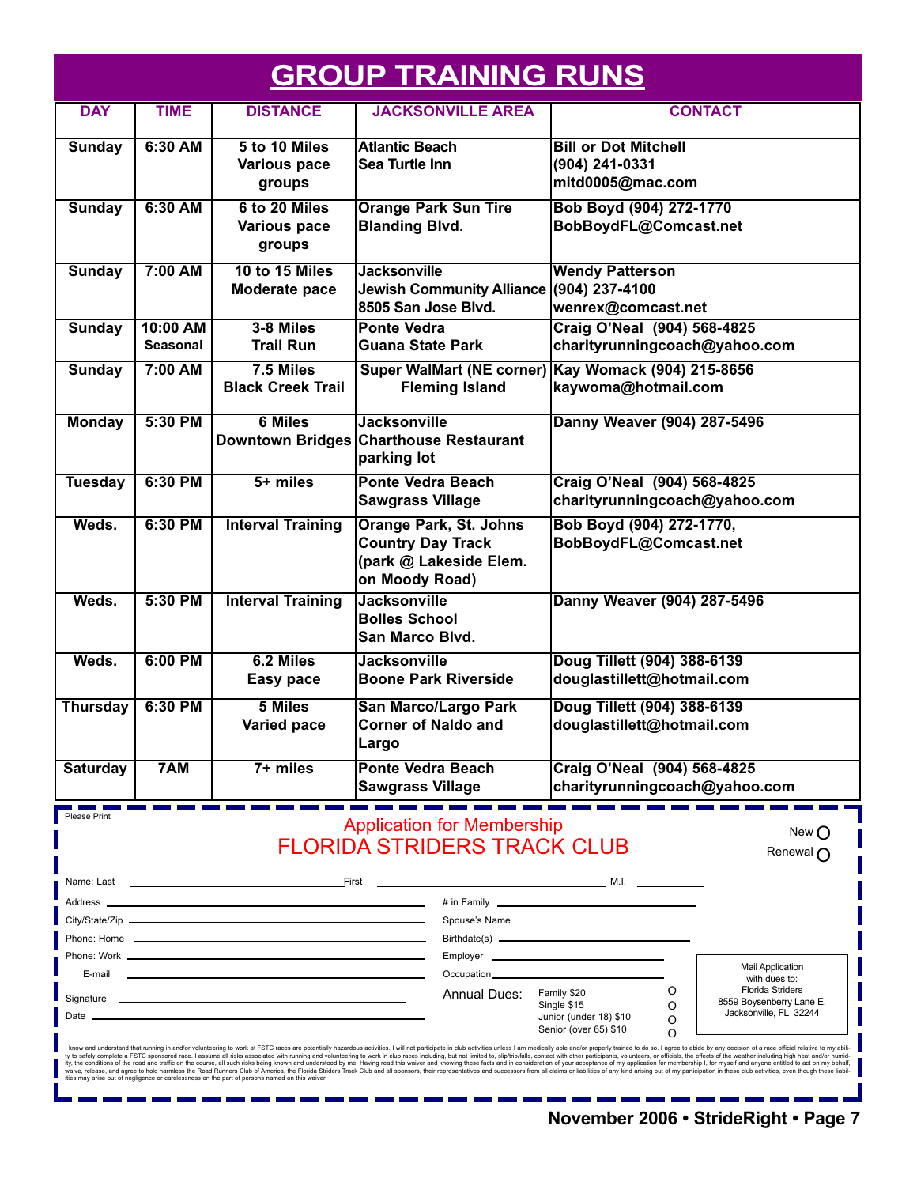# GROUP TRAINING RUNS

| DAY | TIME | DISTANCE | JACKSONVILLE AREA | CONTACT |
|---|---|---|---|---|
| Sunday | 6:30 AM | 5 to 10 Miles Various pace groups | Atlantic Beach Sea Turtle Inn | Bill or Dot Mitchell (904) 241-0331 mitd0005@mac.com |
| Sunday | 6:30 AM | 6 to 20 Miles Various pace groups | Orange Park Sun Tire Blanding Blvd. | Bob Boyd (904) 272-1770 BobBoydFL@Comcast.net |
| Sunday | 7:00 AM | 10 to 15 Miles Moderate pace | Jacksonville Jewish Community Alliance 8505 San Jose Blvd. | Wendy Patterson (904) 237-4100 wenrex@comcast.net |
| Sunday | 10:00 AM Seasonal | 3-8 Miles Trail Run | Ponte Vedra Guana State Park | Craig O'Neal (904) 568-4825 charityrunningcoach@yahoo.com |
| Sunday | 7:00 AM | 7.5 Miles Black Creek Trail | Super WalMart (NE corner) Fleming Island | Kay Womack (904) 215-8656 kaywoma@hotmail.com |
| Monday | 5:30 PM | 6 Miles Downtown Bridges | Jacksonville Charthouse Restaurant parking lot | Danny Weaver (904) 287-5496 |
| Tuesday | 6:30 PM | 5+ miles | Ponte Vedra Beach Sawgrass Village | Craig O'Neal (904) 568-4825 charityrunningcoach@yahoo.com |
| Weds. | 6:30 PM | Interval Training | Orange Park, St. Johns Country Day Track (park @ Lakeside Elem. on Moody Road) | Bob Boyd (904) 272-1770, BobBoydFL@Comcast.net |
| Weds. | 5:30 PM | Interval Training | Jacksonville Bolles School San Marco Blvd. | Danny Weaver (904) 287-5496 |
| Weds. | 6:00 PM | 6.2 Miles Easy pace | Jacksonville Boone Park Riverside | Doug Tillett (904) 388-6139 douglastillett@hotmail.com |
| Thursday | 6:30 PM | 5 Miles Varied pace | San Marco/Largo Park Corner of Naldo and Largo | Doug Tillett (904) 388-6139 douglastillett@hotmail.com |
| Saturday | 7AM | 7+ miles | Ponte Vedra Beach Sawgrass Village | Craig O'Neal (904) 568-4825 charityrunningcoach@yahoo.com |

Please Print

## Application for Membership
## FLORIDA STRIDERS TRACK CLUB

New O
Renewal O

Name: Last ____________ First ____________ M.I. ______

Address ____________ # in Family ____________

City/State/Zip ____________ Spouse's Name ____________

Phone: Home ____________ Birthdate(s) ____________

Phone: Work ____________ Employer ____________

E-mail ____________ Occupation ____________

Signature ____________

Date ____________

Annual Dues:
- Family $20 O
- Single $15 O
- Junior (under 18) $10 O
- Senior (over 65) $10 O

Mail Application with dues to:
Florida Striders
8559 Boysenberry Lane E.
Jacksonville, FL 32244

I know and understand that running in and/or volunteering to work at FSTC races are potentially hazardous activities. I will not participate in club activities unless I am medically able and/or properly trained to do so. I agree to abide by any decision of a race official relative to my ability to safely complete a FSTC sponsored race. I assume all risks associated with running and volunteering to work in club races including, but not limited to, slip/trip/falls, contact with other participants, volunteers, or officials, the effects of the weather including high heat and/or humidity, the conditions of the road and traffic on the course, all such risks being known and understood by me. Having read this waiver and knowing these facts and in consideration of your acceptance of my application for membership I, for myself and anyone entitled to act on my behalf, waive, release, and agree to hold harmless the Road Runners Club of America, the Florida Striders Track Club and all sponsors, their representatives and successors from all claims or liabilities of any kind arising out of my participation in these club activities, even though these liabilities may arise out of negligence or carelessness on the part of persons named on this waiver.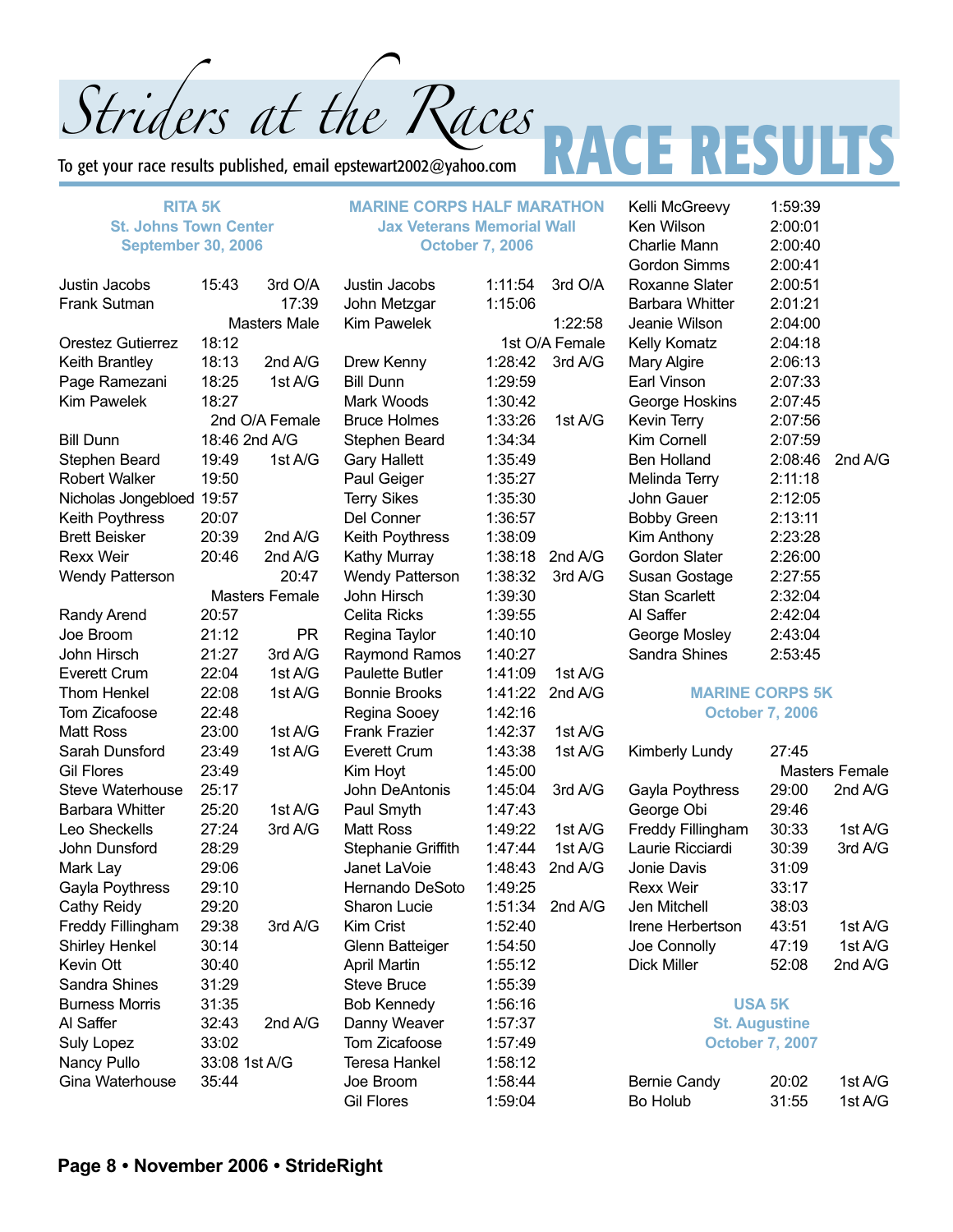# Striders at the Races

To get your race results published, email epstewart2002@yahoo.com

# RACE RESULTS

### RITA 5K
### St. Johns Town Center
### September 30, 2006

| Name | Time | Place |
|---|---|---|
| Justin Jacobs | 15:43 | 3rd O/A |
| Frank Sutman | 17:39 | Masters Male |
| Orestez Gutierrez | 18:12 | |
| Keith Brantley | 18:13 | 2nd A/G |
| Page Ramezani | 18:25 | 1st A/G |
| Kim Pawelek | 18:27 | 2nd O/A Female |
| Bill Dunn | 18:46 | 2nd A/G |
| Stephen Beard | 19:49 | 1st A/G |
| Robert Walker | 19:50 | |
| Nicholas Jongebloed | 19:57 | |
| Keith Poythress | 20:07 | |
| Brett Beisker | 20:39 | 2nd A/G |
| Rexx Weir | 20:46 | 2nd A/G |
| Wendy Patterson | 20:47 | Masters Female |
| Randy Arend | 20:57 | |
| Joe Broom | 21:12 | PR |
| John Hirsch | 21:27 | 3rd A/G |
| Everett Crum | 22:04 | 1st A/G |
| Thom Henkel | 22:08 | 1st A/G |
| Tom Zicafoose | 22:48 | |
| Matt Ross | 23:00 | 1st A/G |
| Sarah Dunsford | 23:49 | 1st A/G |
| Gil Flores | 23:49 | |
| Steve Waterhouse | 25:17 | |
| Barbara Whitter | 25:20 | 1st A/G |
| Leo Sheckells | 27:24 | 3rd A/G |
| John Dunsford | 28:29 | |
| Mark Lay | 29:06 | |
| Gayla Poythress | 29:10 | |
| Cathy Reidy | 29:20 | |
| Freddy Fillingham | 29:38 | 3rd A/G |
| Shirley Henkel | 30:14 | |
| Kevin Ott | 30:40 | |
| Sandra Shines | 31:29 | |
| Burness Morris | 31:35 | |
| Al Saffer | 32:43 | 2nd A/G |
| Suly Lopez | 33:02 | |
| Nancy Pullo | 33:08 | 1st A/G |
| Gina Waterhouse | 35:44 | |

### MARINE CORPS HALF MARATHON
### Jax Veterans Memorial Wall
### October 7, 2006

| Name | Time | Place |
|---|---|---|
| Justin Jacobs | 1:11:54 | 3rd O/A |
| John Metzgar | 1:15:06 | |
| Kim Pawelek | 1:22:58 | 1st O/A Female |
| Drew Kenny | 1:28:42 | 3rd A/G |
| Bill Dunn | 1:29:59 | |
| Mark Woods | 1:30:42 | |
| Bruce Holmes | 1:33:26 | 1st A/G |
| Stephen Beard | 1:34:34 | |
| Gary Hallett | 1:35:49 | |
| Paul Geiger | 1:35:27 | |
| Terry Sikes | 1:35:30 | |
| Del Conner | 1:36:57 | |
| Keith Poythress | 1:38:09 | |
| Kathy Murray | 1:38:18 | 2nd A/G |
| Wendy Patterson | 1:38:32 | 3rd A/G |
| John Hirsch | 1:39:30 | |
| Celita Ricks | 1:39:55 | |
| Regina Taylor | 1:40:10 | |
| Raymond Ramos | 1:40:27 | |
| Paulette Butler | 1:41:09 | 1st A/G |
| Bonnie Brooks | 1:41:22 | 2nd A/G |
| Regina Sooey | 1:42:16 | |
| Frank Frazier | 1:42:37 | 1st A/G |
| Everett Crum | 1:43:38 | 1st A/G |
| Kim Hoyt | 1:45:00 | |
| John DeAntonis | 1:45:04 | 3rd A/G |
| Paul Smyth | 1:47:43 | |
| Matt Ross | 1:49:22 | 1st A/G |
| Stephanie Griffith | 1:47:44 | 1st A/G |
| Janet LaVoie | 1:48:43 | 2nd A/G |
| Hernando DeSoto | 1:49:25 | |
| Sharon Lucie | 1:51:34 | 2nd A/G |
| Kim Crist | 1:52:40 | |
| Glenn Batteiger | 1:54:50 | |
| April Martin | 1:55:12 | |
| Steve Bruce | 1:55:39 | |
| Bob Kennedy | 1:56:16 | |
| Danny Weaver | 1:57:37 | |
| Tom Zicafoose | 1:57:49 | |
| Teresa Hankel | 1:58:12 | |
| Joe Broom | 1:58:44 | |
| Gil Flores | 1:59:04 | |
| Kelli McGreevy | 1:59:39 | |
| Ken Wilson | 2:00:01 | |
| Charlie Mann | 2:00:40 | |
| Gordon Simms | 2:00:41 | |
| Roxanne Slater | 2:00:51 | |
| Barbara Whitter | 2:01:21 | |
| Jeanie Wilson | 2:04:00 | |
| Kelly Komatz | 2:04:18 | |
| Mary Algire | 2:06:13 | |
| Earl Vinson | 2:07:33 | |
| George Hoskins | 2:07:45 | |
| Kevin Terry | 2:07:56 | |
| Kim Cornell | 2:07:59 | |
| Ben Holland | 2:08:46 | 2nd A/G |
| Melinda Terry | 2:11:18 | |
| John Gauer | 2:12:05 | |
| Bobby Green | 2:13:11 | |
| Kim Anthony | 2:23:28 | |
| Gordon Slater | 2:26:00 | |
| Susan Gostage | 2:27:55 | |
| Stan Scarlett | 2:32:04 | |
| Al Saffer | 2:42:04 | |
| George Mosley | 2:43:04 | |
| Sandra Shines | 2:53:45 | |

### MARINE CORPS 5K
### October 7, 2006

| Name | Time | Place |
|---|---|---|
| Kimberly Lundy | 27:45 | Masters Female |
| Gayla Poythress | 29:00 | 2nd A/G |
| George Obi | 29:46 | |
| Freddy Fillingham | 30:33 | 1st A/G |
| Laurie Ricciardi | 30:39 | 3rd A/G |
| Jonie Davis | 31:09 | |
| Rexx Weir | 33:17 | |
| Jen Mitchell | 38:03 | |
| Irene Herbertson | 43:51 | 1st A/G |
| Joe Connolly | 47:19 | 1st A/G |
| Dick Miller | 52:08 | 2nd A/G |

### USA 5K
### St. Augustine
### October 7, 2007

| Name | Time | Place |
|---|---|---|
| Bernie Candy | 20:02 | 1st A/G |
| Bo Holub | 31:55 | 1st A/G |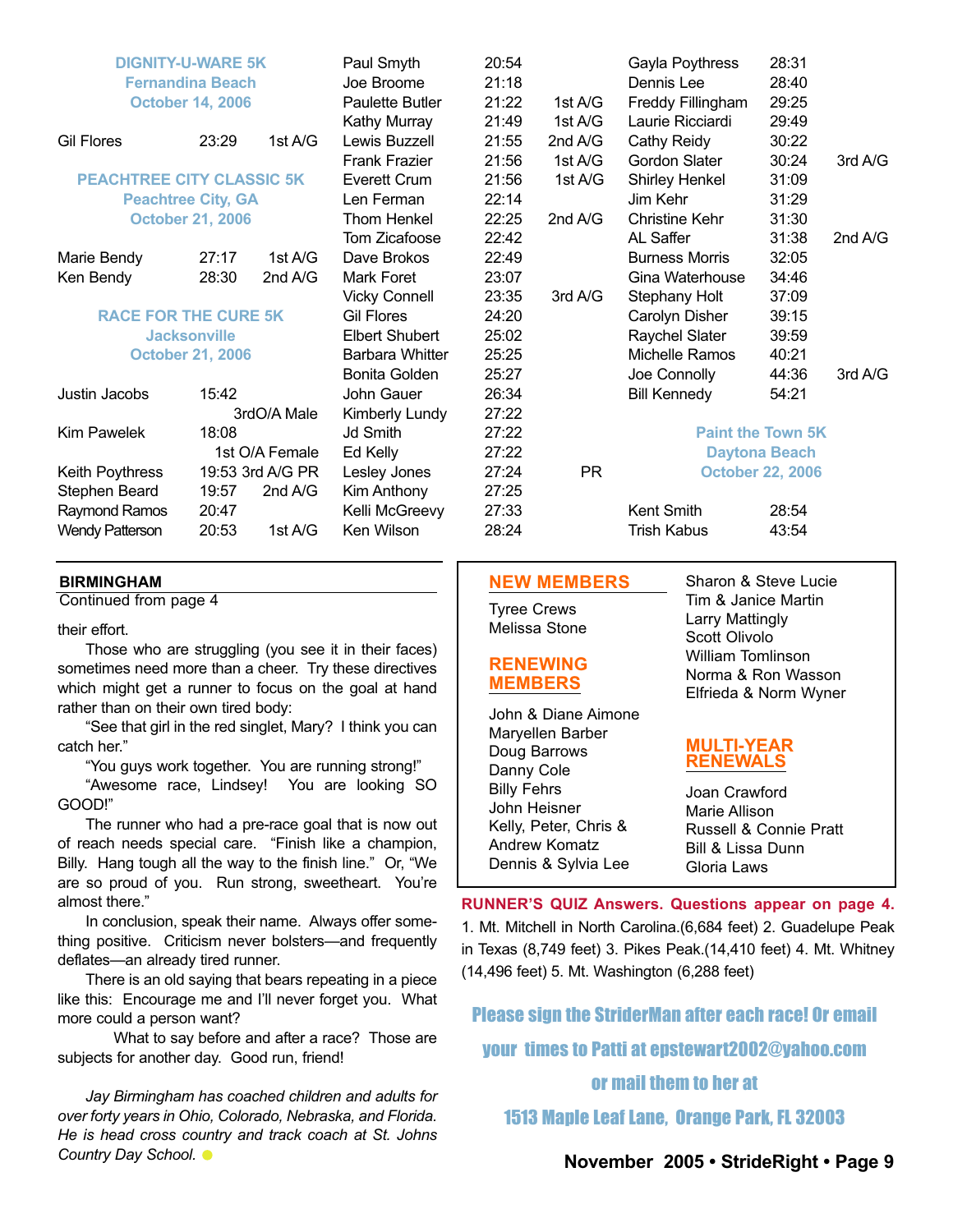### DIGNITY-U-WARE 5K
### Fernandina Beach
### October 14, 2006

| | | |
|---|---|---|
| Gil Flores | 23:29 | 1st A/G |

### PEACHTREE CITY CLASSIC 5K
### Peachtree City, GA
### October 21, 2006

| | | |
|---|---|---|
| Marie Bendy | 27:17 | 1st A/G |
| Ken Bendy | 28:30 | 2nd A/G |

### RACE FOR THE CURE 5K
### Jacksonville
### October 21, 2006

| | | |
|---|---|---|
| Justin Jacobs | 15:42 | 3rdO/A Male |
| Kim Pawelek | 18:08 | 1st O/A Female |
| Keith Poythress | 19:53 | 3rd A/G PR |
| Stephen Beard | 19:57 | 2nd A/G |
| Raymond Ramos | 20:47 | |
| Wendy Patterson | 20:53 | 1st A/G |
| Paul Smyth | 20:54 | |
| Joe Broome | 21:18 | |
| Paulette Butler | 21:22 | 1st A/G |
| Kathy Murray | 21:49 | 1st A/G |
| Lewis Buzzell | 21:55 | 2nd A/G |
| Frank Frazier | 21:56 | 1st A/G |
| Everett Crum | 21:56 | 1st A/G |
| Len Ferman | 22:14 | |
| Thom Henkel | 22:25 | 2nd A/G |
| Tom Zicafoose | 22:42 | |
| Dave Brokos | 22:49 | |
| Mark Foret | 23:07 | |
| Vicky Connell | 23:35 | 3rd A/G |
| Gil Flores | 24:20 | |
| Elbert Shubert | 25:02 | |
| Barbara Whitter | 25:25 | |
| Bonita Golden | 25:27 | |
| John Gauer | 26:34 | |
| Kimberly Lundy | 27:22 | |
| Jd Smith | 27:22 | |
| Ed Kelly | 27:22 | |
| Lesley Jones | 27:24 | PR |
| Kim Anthony | 27:25 | |
| Kelli McGreevy | 27:33 | |
| Ken Wilson | 28:24 | |
| Gayla Poythress | 28:31 | |
| Dennis Lee | 28:40 | |
| Freddy Fillingham | 29:25 | |
| Laurie Ricciardi | 29:49 | |
| Cathy Reidy | 30:22 | |
| Gordon Slater | 30:24 | 3rd A/G |
| Shirley Henkel | 31:09 | |
| Jim Kehr | 31:29 | |
| Christine Kehr | 31:30 | |
| AL Saffer | 31:38 | 2nd A/G |
| Burness Morris | 32:05 | |
| Gina Waterhouse | 34:46 | |
| Stephany Holt | 37:09 | |
| Carolyn Disher | 39:15 | |
| Raychel Slater | 39:59 | |
| Michelle Ramos | 40:21 | |
| Joe Connolly | 44:36 | 3rd A/G |
| Bill Kennedy | 54:21 | |

### Paint the Town 5K
### Daytona Beach
### October 22, 2006

| | |
|---|---|
| Kent Smith | 28:54 |
| Trish Kabus | 43:54 |

---

**BIRMINGHAM**
Continued from page 4

their effort.

Those who are struggling (you see it in their faces) sometimes need more than a cheer. Try these directives which might get a runner to focus on the goal at hand rather than on their own tired body:

"See that girl in the red singlet, Mary? I think you can catch her."

"You guys work together. You are running strong!"

"Awesome race, Lindsey! You are looking SO GOOD!"

The runner who had a pre-race goal that is now out of reach needs special care. "Finish like a champion, Billy. Hang tough all the way to the finish line." Or, "We are so proud of you. Run strong, sweetheart. You're almost there."

In conclusion, speak their name. Always offer something positive. Criticism never bolsters—and frequently deflates—an already tired runner.

There is an old saying that bears repeating in a piece like this: Encourage me and I'll never forget you. What more could a person want?

What to say before and after a race? Those are subjects for another day. Good run, friend!

*Jay Birmingham has coached children and adults for over forty years in Ohio, Colorado, Nebraska, and Florida. He is head cross country and track coach at St. Johns Country Day School.*

---

## NEW MEMBERS

Tyree Crews
Melissa Stone

## RENEWING MEMBERS

John & Diane Aimone
Maryellen Barber
Doug Barrows
Danny Cole
Billy Fehrs
John Heisner
Kelly, Peter, Chris & Andrew Komatz
Dennis & Sylvia Lee
Sharon & Steve Lucie
Tim & Janice Martin
Larry Mattingly
Scott Olivolo
William Tomlinson
Norma & Ron Wasson
Elfrieda & Norm Wyner

## MULTI-YEAR RENEWALS

Joan Crawford
Marie Allison
Russell & Connie Pratt
Bill & Lissa Dunn
Gloria Laws

---

**RUNNER'S QUIZ Answers. Questions appear on page 4.**
1. Mt. Mitchell in North Carolina.(6,684 feet) 2. Guadelupe Peak in Texas (8,749 feet) 3. Pikes Peak.(14,410 feet) 4. Mt. Whitney (14,496 feet) 5. Mt. Washington (6,288 feet)

**Please sign the StriderMan after each race! Or email your times to Patti at epstewart2002@yahoo.com or mail them to her at 1513 Maple Leaf Lane, Orange Park, FL 32003**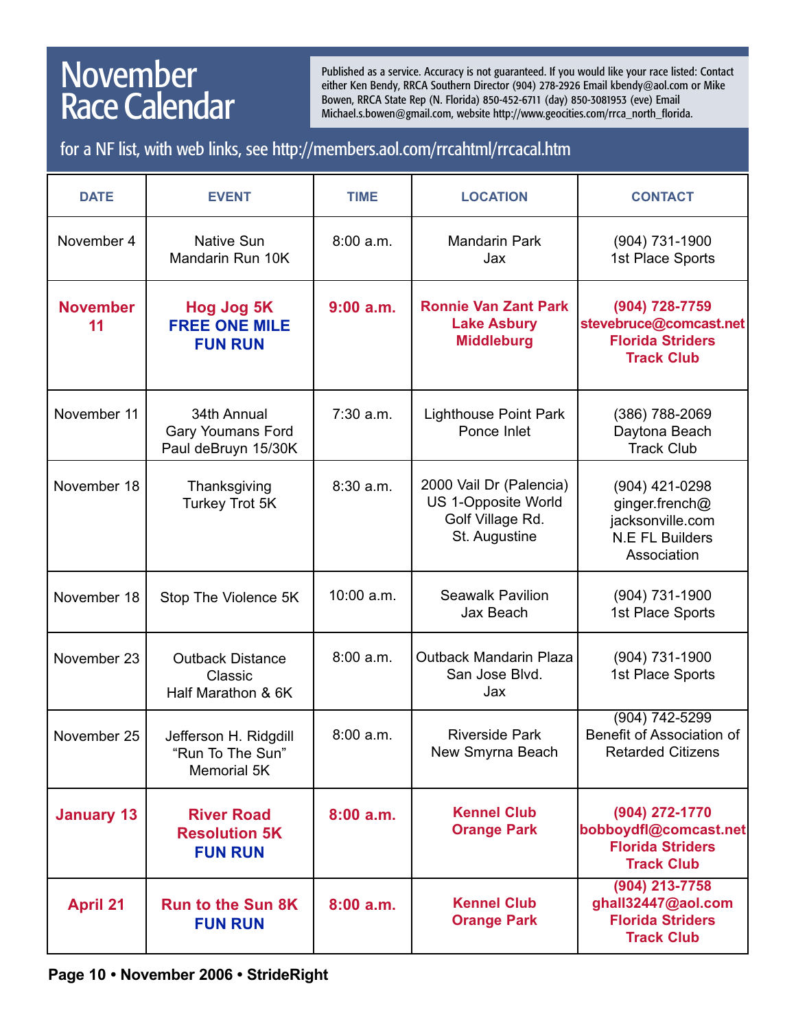# November Race Calendar

Published as a service. Accuracy is not guaranteed. If you would like your race listed: Contact either Ken Bendy, RRCA Southern Director (904) 278-2926 Email kbendy@aol.com or Mike Bowen, RRCA State Rep (N. Florida) 850-452-6711 (day) 850-3081953 (eve) Email Michael.s.bowen@gmail.com, website http://www.geocities.com/rrca_north_florida.

for a NF list, with web links, see http://members.aol.com/rrcahtml/rrcacal.htm

| DATE | EVENT | TIME | LOCATION | CONTACT |
|---|---|---|---|---|
| November 4 | Native Sun Mandarin Run 10K | 8:00 a.m. | Mandarin Park Jax | (904) 731-1900 1st Place Sports |
| **November 11** | **Hog Jog 5K FREE ONE MILE FUN RUN** | **9:00 a.m.** | **Ronnie Van Zant Park Lake Asbury Middleburg** | **(904) 728-7759 stevebruce@comcast.net Florida Striders Track Club** |
| November 11 | 34th Annual Gary Youmans Ford Paul deBruyn 15/30K | 7:30 a.m. | Lighthouse Point Park Ponce Inlet | (386) 788-2069 Daytona Beach Track Club |
| November 18 | Thanksgiving Turkey Trot 5K | 8:30 a.m. | 2000 Vail Dr (Palencia) US 1-Opposite World Golf Village Rd. St. Augustine | (904) 421-0298 ginger.french@jacksonville.com N.E FL Builders Association |
| November 18 | Stop The Violence 5K | 10:00 a.m. | Seawalk Pavilion Jax Beach | (904) 731-1900 1st Place Sports |
| November 23 | Outback Distance Classic Half Marathon & 6K | 8:00 a.m. | Outback Mandarin Plaza San Jose Blvd. Jax | (904) 731-1900 1st Place Sports |
| November 25 | Jefferson H. Ridgdill "Run To The Sun" Memorial 5K | 8:00 a.m. | Riverside Park New Smyrna Beach | (904) 742-5299 Benefit of Association of Retarded Citizens |
| **January 13** | **River Road Resolution 5K FUN RUN** | **8:00 a.m.** | **Kennel Club Orange Park** | **(904) 272-1770 bobboydfl@comcast.net Florida Striders Track Club** |
| **April 21** | **Run to the Sun 8K FUN RUN** | **8:00 a.m.** | **Kennel Club Orange Park** | **(904) 213-7758 ghall32447@aol.com Florida Striders Track Club** |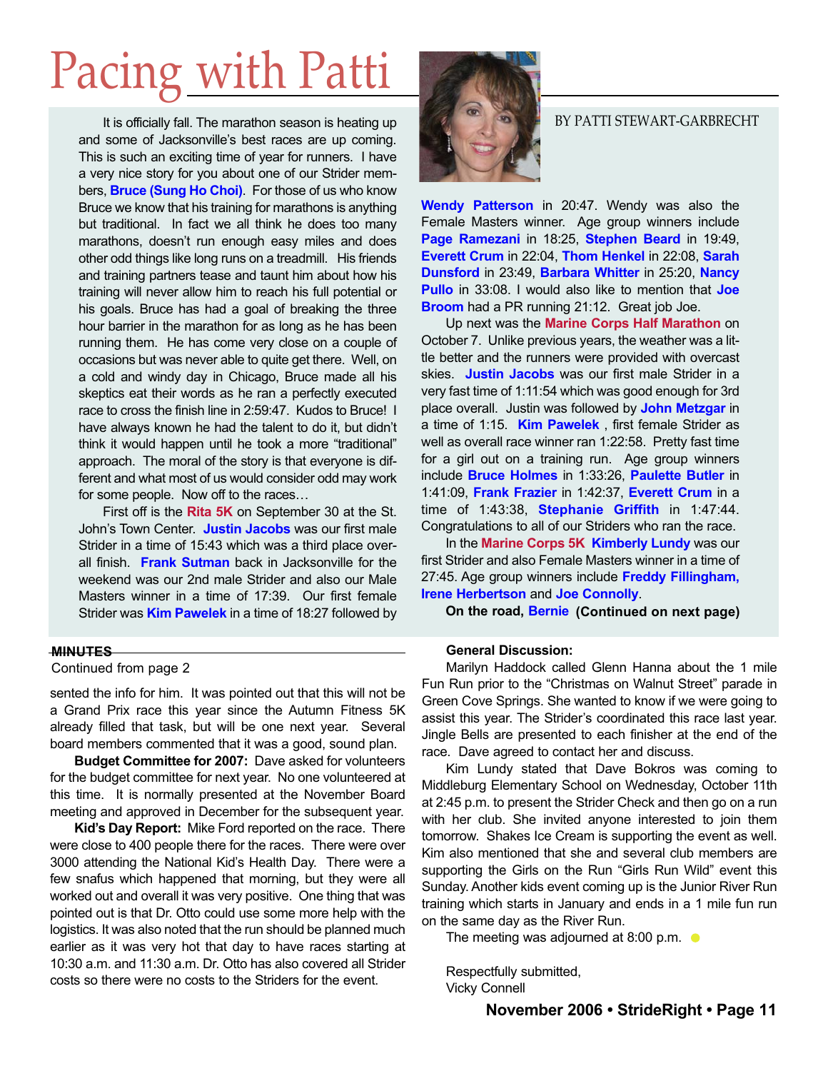# Pacing with Patti

BY PATTI STEWART-GARBRECHT

It is officially fall. The marathon season is heating up and some of Jacksonville's best races are up coming. This is such an exciting time of year for runners. I have a very nice story for you about one of our Strider members, **Bruce (Sung Ho Choi)**. For those of us who know Bruce we know that his training for marathons is anything but traditional. In fact we all think he does too many marathons, doesn't run enough easy miles and does other odd things like long runs on a treadmill. His friends and training partners tease and taunt him about how his training will never allow him to reach his full potential or his goals. Bruce has had a goal of breaking the three hour barrier in the marathon for as long as he has been running them. He has come very close on a couple of occasions but was never able to quite get there. Well, on a cold and windy day in Chicago, Bruce made all his skeptics eat their words as he ran a perfectly executed race to cross the finish line in 2:59:47. Kudos to Bruce! I have always known he had the talent to do it, but didn't think it would happen until he took a more "traditional" approach. The moral of the story is that everyone is different and what most of us would consider odd may work for some people. Now off to the races…

First off is the **Rita 5K** on September 30 at the St. John's Town Center. **Justin Jacobs** was our first male Strider in a time of 15:43 which was a third place overall finish. **Frank Sutman** back in Jacksonville for the weekend was our 2nd male Strider and also our Male Masters winner in a time of 17:39. Our first female Strider was **Kim Pawelek** in a time of 18:27 followed by **Wendy Patterson** in 20:47. Wendy was also the Female Masters winner. Age group winners include **Page Ramezani** in 18:25, **Stephen Beard** in 19:49, **Everett Crum** in 22:04, **Thom Henkel** in 22:08, **Sarah Dunsford** in 23:49, **Barbara Whitter** in 25:20, **Nancy Pullo** in 33:08. I would also like to mention that **Joe Broom** had a PR running 21:12. Great job Joe.

Up next was the **Marine Corps Half Marathon** on October 7. Unlike previous years, the weather was a little better and the runners were provided with overcast skies. **Justin Jacobs** was our first male Strider in a very fast time of 1:11:54 which was good enough for 3rd place overall. Justin was followed by **John Metzgar** in a time of 1:15. **Kim Pawelek** , first female Strider as well as overall race winner ran 1:22:58. Pretty fast time for a girl out on a training run. Age group winners include **Bruce Holmes** in 1:33:26, **Paulette Butler** in 1:41:09, **Frank Frazier** in 1:42:37, **Everett Crum** in a time of 1:43:38, **Stephanie Griffith** in 1:47:44. Congratulations to all of our Striders who ran the race.

In the **Marine Corps 5K** **Kimberly Lundy** was our first Strider and also Female Masters winner in a time of 27:45. Age group winners include **Freddy Fillingham, Irene Herbertson** and **Joe Connolly**.

**On the road, Bernie (Continued on next page)**

## MINUTES

Continued from page 2

sented the info for him. It was pointed out that this will not be a Grand Prix race this year since the Autumn Fitness 5K already filled that task, but will be one next year. Several board members commented that it was a good, sound plan.

**Budget Committee for 2007:** Dave asked for volunteers for the budget committee for next year. No one volunteered at this time. It is normally presented at the November Board meeting and approved in December for the subsequent year.

**Kid's Day Report:** Mike Ford reported on the race. There were close to 400 people there for the races. There were over 3000 attending the National Kid's Health Day. There were a few snafus which happened that morning, but they were all worked out and overall it was very positive. One thing that was pointed out is that Dr. Otto could use some more help with the logistics. It was also noted that the run should be planned much earlier as it was very hot that day to have races starting at 10:30 a.m. and 11:30 a.m. Dr. Otto has also covered all Strider costs so there were no costs to the Striders for the event.

**General Discussion:**

Marilyn Haddock called Glenn Hanna about the 1 mile Fun Run prior to the "Christmas on Walnut Street" parade in Green Cove Springs. She wanted to know if we were going to assist this year. The Strider's coordinated this race last year. Jingle Bells are presented to each finisher at the end of the race. Dave agreed to contact her and discuss.

Kim Lundy stated that Dave Bokros was coming to Middleburg Elementary School on Wednesday, October 11th at 2:45 p.m. to present the Strider Check and then go on a run with her club. She invited anyone interested to join them tomorrow. Shakes Ice Cream is supporting the event as well. Kim also mentioned that she and several club members are supporting the Girls on the Run "Girls Run Wild" event this Sunday. Another kids event coming up is the Junior River Run training which starts in January and ends in a 1 mile fun run on the same day as the River Run.

The meeting was adjourned at 8:00 p.m.

Respectfully submitted,
Vicky Connell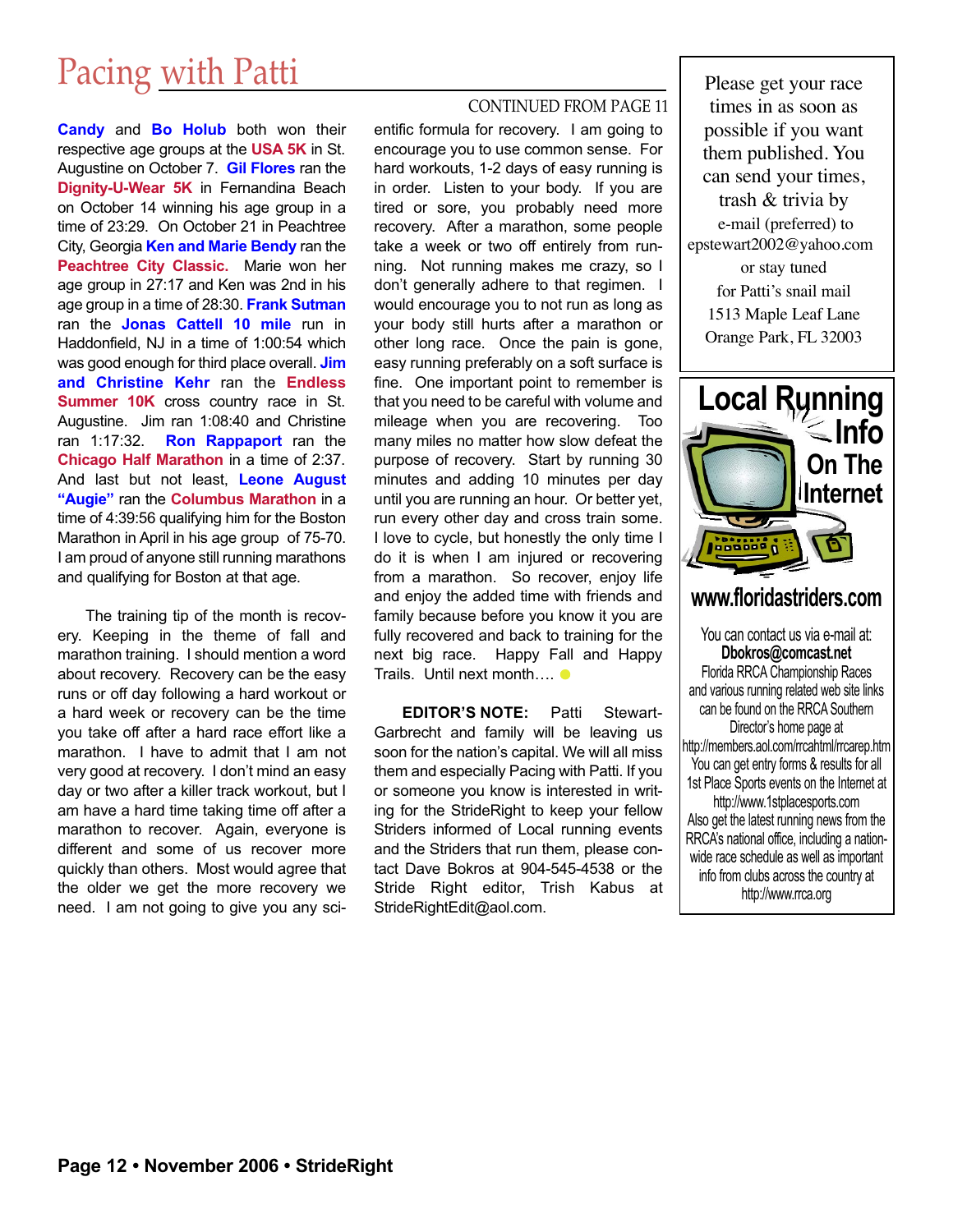# Pacing with Patti

**Candy** and **Bo Holub** both won their respective age groups at the **USA 5K** in St. Augustine on October 7. **Gil Flores** ran the **Dignity-U-Wear 5K** in Fernandina Beach on October 14 winning his age group in a time of 23:29. On October 21 in Peachtree City, Georgia **Ken and Marie Bendy** ran the **Peachtree City Classic.** Marie won her age group in 27:17 and Ken was 2nd in his age group in a time of 28:30. **Frank Sutman** ran the **Jonas Cattell 10 mile** run in Haddonfield, NJ in a time of 1:00:54 which was good enough for third place overall. **Jim and Christine Kehr** ran the **Endless Summer 10K** cross country race in St. Augustine. Jim ran 1:08:40 and Christine ran 1:17:32. **Ron Rappaport** ran the **Chicago Half Marathon** in a time of 2:37. And last but not least, **Leone August "Augie"** ran the **Columbus Marathon** in a time of 4:39:56 qualifying him for the Boston Marathon in April in his age group of 75-70. I am proud of anyone still running marathons and qualifying for Boston at that age.

The training tip of the month is recovery. Keeping in the theme of fall and marathon training. I should mention a word about recovery. Recovery can be the easy runs or off day following a hard workout or a hard week or recovery can be the time you take off after a hard race effort like a marathon. I have to admit that I am not very good at recovery. I don't mind an easy day or two after a killer track workout, but I am have a hard time taking time off after a marathon to recover. Again, everyone is different and some of us recover more quickly than others. Most would agree that the older we get the more recovery we need. I am not going to give you any sci-

CONTINUED FROM PAGE 11

entific formula for recovery. I am going to encourage you to use common sense. For hard workouts, 1-2 days of easy running is in order. Listen to your body. If you are tired or sore, you probably need more recovery. After a marathon, some people take a week or two off entirely from running. Not running makes me crazy, so I don't generally adhere to that regimen. I would encourage you to not run as long as your body still hurts after a marathon or other long race. Once the pain is gone, easy running preferably on a soft surface is fine. One important point to remember is that you need to be careful with volume and mileage when you are recovering. Too many miles no matter how slow defeat the purpose of recovery. Start by running 30 minutes and adding 10 minutes per day until you are running an hour. Or better yet, run every other day and cross train some. I love to cycle, but honestly the only time I do it is when I am injured or recovering from a marathon. So recover, enjoy life and enjoy the added time with friends and family because before you know it you are fully recovered and back to training for the next big race. Happy Fall and Happy Trails. Until next month….

**EDITOR'S NOTE:** Patti Stewart-Garbrecht and family will be leaving us soon for the nation's capital. We will all miss them and especially Pacing with Patti. If you or someone you know is interested in writing for the StrideRight to keep your fellow Striders informed of Local running events and the Striders that run them, please contact Dave Bokros at 904-545-4538 or the Stride Right editor, Trish Kabus at StrideRightEdit@aol.com.

---

Please get your race times in as soon as possible if you want them published. You can send your times, trash & trivia by e-mail (preferred) to epstewart2002@yahoo.com or stay tuned for Patti's snail mail
1513 Maple Leaf Lane
Orange Park, FL 32003

---

## Local Running Info On The Internet

**www.floridastriders.com**

You can contact us via e-mail at:
**Dbokros@comcast.net**

Florida RRCA Championship Races and various running related web site links can be found on the RRCA Southern Director's home page at http://members.aol.com/rrcahtml/rrcarep.htm

You can get entry forms & results for all 1st Place Sports events on the Internet at http://www.1stplacesports.com

Also get the latest running news from the RRCA's national office, including a nationwide race schedule as well as important info from clubs across the country at http://www.rrca.org